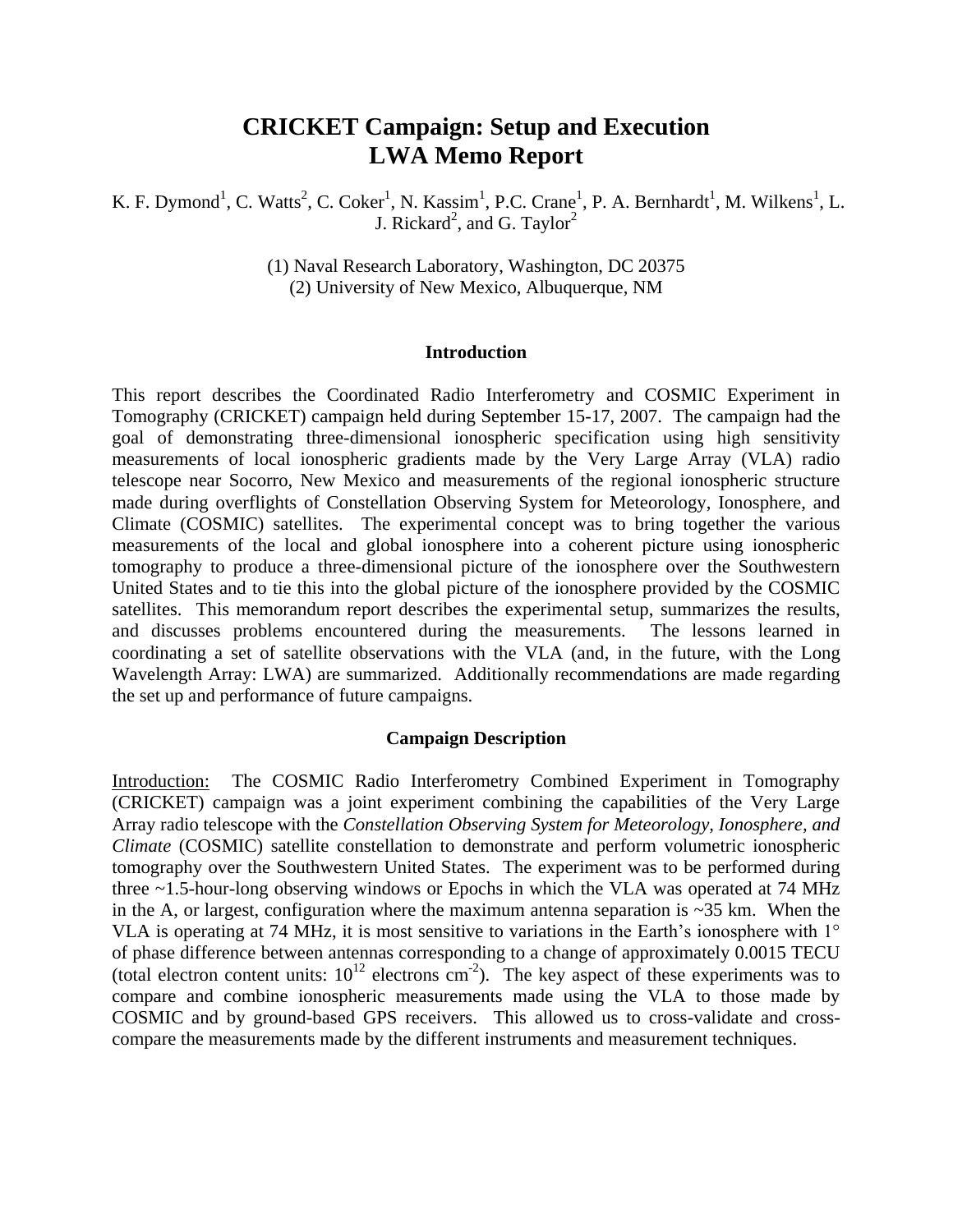# CRICKET Campaign: Setup and Execution
# LWA Memo Report

K. F. Dymond[1], C. Watts[2], C. Coker[1], N. Kassim[1], P.C. Crane[1], P. A. Bernhardt[1], M. Wilkens[1], L. J. Rickard[2], and G. Taylor[2]

(1) Naval Research Laboratory, Washington, DC 20375
(2) University of New Mexico, Albuquerque, NM

## Introduction

This report describes the Coordinated Radio Interferometry and COSMIC Experiment in Tomography (CRICKET) campaign held during September 15-17, 2007. The campaign had the goal of demonstrating three-dimensional ionospheric specification using high sensitivity measurements of local ionospheric gradients made by the Very Large Array (VLA) radio telescope near Socorro, New Mexico and measurements of the regional ionospheric structure made during overflights of Constellation Observing System for Meteorology, Ionosphere, and Climate (COSMIC) satellites. The experimental concept was to bring together the various measurements of the local and global ionosphere into a coherent picture using ionospheric tomography to produce a three-dimensional picture of the ionosphere over the Southwestern United States and to tie this into the global picture of the ionosphere provided by the COSMIC satellites. This memorandum report describes the experimental setup, summarizes the results, and discusses problems encountered during the measurements. The lessons learned in coordinating a set of satellite observations with the VLA (and, in the future, with the Long Wavelength Array: LWA) are summarized. Additionally recommendations are made regarding the set up and performance of future campaigns.

## Campaign Description

Introduction: The COSMIC Radio Interferometry Combined Experiment in Tomography (CRICKET) campaign was a joint experiment combining the capabilities of the Very Large Array radio telescope with the *Constellation Observing System for Meteorology, Ionosphere, and Climate* (COSMIC) satellite constellation to demonstrate and perform volumetric ionospheric tomography over the Southwestern United States. The experiment was to be performed during three ~1.5-hour-long observing windows or Epochs in which the VLA was operated at 74 MHz in the A, or largest, configuration where the maximum antenna separation is ~35 km. When the VLA is operating at 74 MHz, it is most sensitive to variations in the Earth's ionosphere with 1° of phase difference between antennas corresponding to a change of approximately 0.0015 TECU (total electron content units: $10^{12}$ electrons cm$^{-2}$). The key aspect of these experiments was to compare and combine ionospheric measurements made using the VLA to those made by COSMIC and by ground-based GPS receivers. This allowed us to cross-validate and cross-compare the measurements made by the different instruments and measurement techniques.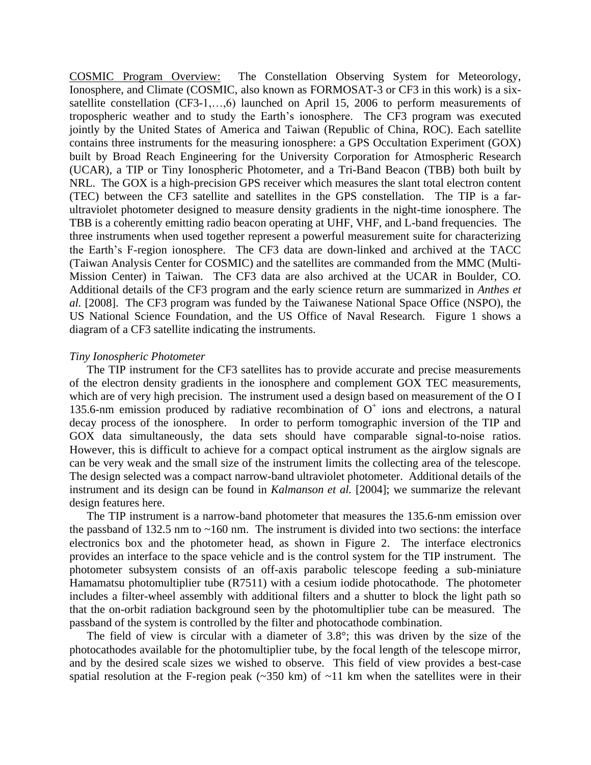COSMIC Program Overview: The Constellation Observing System for Meteorology, Ionosphere, and Climate (COSMIC, also known as FORMOSAT-3 or CF3 in this work) is a six-satellite constellation (CF3-1,…,6) launched on April 15, 2006 to perform measurements of tropospheric weather and to study the Earth's ionosphere. The CF3 program was executed jointly by the United States of America and Taiwan (Republic of China, ROC). Each satellite contains three instruments for the measuring ionosphere: a GPS Occultation Experiment (GOX) built by Broad Reach Engineering for the University Corporation for Atmospheric Research (UCAR), a TIP or Tiny Ionospheric Photometer, and a Tri-Band Beacon (TBB) both built by NRL. The GOX is a high-precision GPS receiver which measures the slant total electron content (TEC) between the CF3 satellite and satellites in the GPS constellation. The TIP is a far-ultraviolet photometer designed to measure density gradients in the night-time ionosphere. The TBB is a coherently emitting radio beacon operating at UHF, VHF, and L-band frequencies. The three instruments when used together represent a powerful measurement suite for characterizing the Earth's F-region ionosphere. The CF3 data are down-linked and archived at the TACC (Taiwan Analysis Center for COSMIC) and the satellites are commanded from the MMC (Multi-Mission Center) in Taiwan. The CF3 data are also archived at the UCAR in Boulder, CO. Additional details of the CF3 program and the early science return are summarized in *Anthes et al.* [2008]. The CF3 program was funded by the Taiwanese National Space Office (NSPO), the US National Science Foundation, and the US Office of Naval Research. Figure 1 shows a diagram of a CF3 satellite indicating the instruments.

*Tiny Ionospheric Photometer*

The TIP instrument for the CF3 satellites has to provide accurate and precise measurements of the electron density gradients in the ionosphere and complement GOX TEC measurements, which are of very high precision. The instrument used a design based on measurement of the O I 135.6-nm emission produced by radiative recombination of $O^+$ ions and electrons, a natural decay process of the ionosphere. In order to perform tomographic inversion of the TIP and GOX data simultaneously, the data sets should have comparable signal-to-noise ratios. However, this is difficult to achieve for a compact optical instrument as the airglow signals are can be very weak and the small size of the instrument limits the collecting area of the telescope. The design selected was a compact narrow-band ultraviolet photometer. Additional details of the instrument and its design can be found in *Kalmanson et al.* [2004]; we summarize the relevant design features here.

The TIP instrument is a narrow-band photometer that measures the 135.6-nm emission over the passband of 132.5 nm to ~160 nm. The instrument is divided into two sections: the interface electronics box and the photometer head, as shown in Figure 2. The interface electronics provides an interface to the space vehicle and is the control system for the TIP instrument. The photometer subsystem consists of an off-axis parabolic telescope feeding a sub-miniature Hamamatsu photomultiplier tube (R7511) with a cesium iodide photocathode. The photometer includes a filter-wheel assembly with additional filters and a shutter to block the light path so that the on-orbit radiation background seen by the photomultiplier tube can be measured. The passband of the system is controlled by the filter and photocathode combination.

The field of view is circular with a diameter of 3.8°; this was driven by the size of the photocathodes available for the photomultiplier tube, by the focal length of the telescope mirror, and by the desired scale sizes we wished to observe. This field of view provides a best-case spatial resolution at the F-region peak (~350 km) of ~11 km when the satellites were in their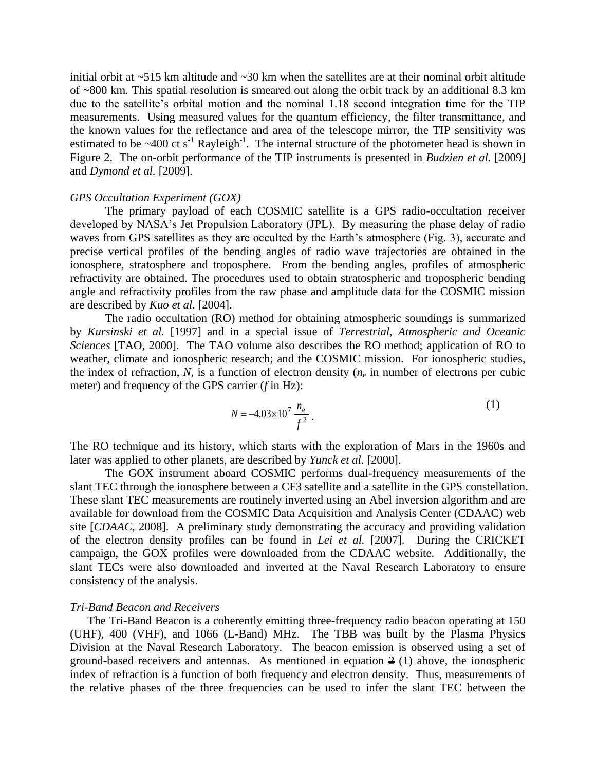initial orbit at ~515 km altitude and ~30 km when the satellites are at their nominal orbit altitude of ~800 km. This spatial resolution is smeared out along the orbit track by an additional 8.3 km due to the satellite's orbital motion and the nominal 1.18 second integration time for the TIP measurements. Using measured values for the quantum efficiency, the filter transmittance, and the known values for the reflectance and area of the telescope mirror, the TIP sensitivity was estimated to be ~400 ct $s^{-1}$ $Rayleigh^{-1}$. The internal structure of the photometer head is shown in Figure 2. The on-orbit performance of the TIP instruments is presented in *Budzien et al.* [2009] and *Dymond et al.* [2009].

*GPS Occultation Experiment (GOX)*

The primary payload of each COSMIC satellite is a GPS radio-occultation receiver developed by NASA's Jet Propulsion Laboratory (JPL). By measuring the phase delay of radio waves from GPS satellites as they are occulted by the Earth's atmosphere (Fig. 3), accurate and precise vertical profiles of the bending angles of radio wave trajectories are obtained in the ionosphere, stratosphere and troposphere. From the bending angles, profiles of atmospheric refractivity are obtained. The procedures used to obtain stratospheric and tropospheric bending angle and refractivity profiles from the raw phase and amplitude data for the COSMIC mission are described by *Kuo et al.* [2004].

The radio occultation (RO) method for obtaining atmospheric soundings is summarized by *Kursinski et al.* [1997] and in a special issue of *Terrestrial, Atmospheric and Oceanic Sciences* [TAO, 2000]. The TAO volume also describes the RO method; application of RO to weather, climate and ionospheric research; and the COSMIC mission. For ionospheric studies, the index of refraction, $N$, is a function of electron density ($n_e$ in number of electrons per cubic meter) and frequency of the GPS carrier ($f$ in Hz):

$$N = -4.03 \times 10^7 \, \frac{n_e}{f^2} \,. \tag{1}$$

The RO technique and its history, which starts with the exploration of Mars in the 1960s and later was applied to other planets, are described by *Yunck et al.* [2000].

The GOX instrument aboard COSMIC performs dual-frequency measurements of the slant TEC through the ionosphere between a CF3 satellite and a satellite in the GPS constellation. These slant TEC measurements are routinely inverted using an Abel inversion algorithm and are available for download from the COSMIC Data Acquisition and Analysis Center (CDAAC) web site [*CDAAC*, 2008]. A preliminary study demonstrating the accuracy and providing validation of the electron density profiles can be found in *Lei et al.* [2007]. During the CRICKET campaign, the GOX profiles were downloaded from the CDAAC website. Additionally, the slant TECs were also downloaded and inverted at the Naval Research Laboratory to ensure consistency of the analysis.

*Tri-Band Beacon and Receivers*

The Tri-Band Beacon is a coherently emitting three-frequency radio beacon operating at 150 (UHF), 400 (VHF), and 1066 (L-Band) MHz. The TBB was built by the Plasma Physics Division at the Naval Research Laboratory. The beacon emission is observed using a set of ground-based receivers and antennas. As mentioned in equation ~~2~~ (1) above, the ionospheric index of refraction is a function of both frequency and electron density. Thus, measurements of the relative phases of the three frequencies can be used to infer the slant TEC between the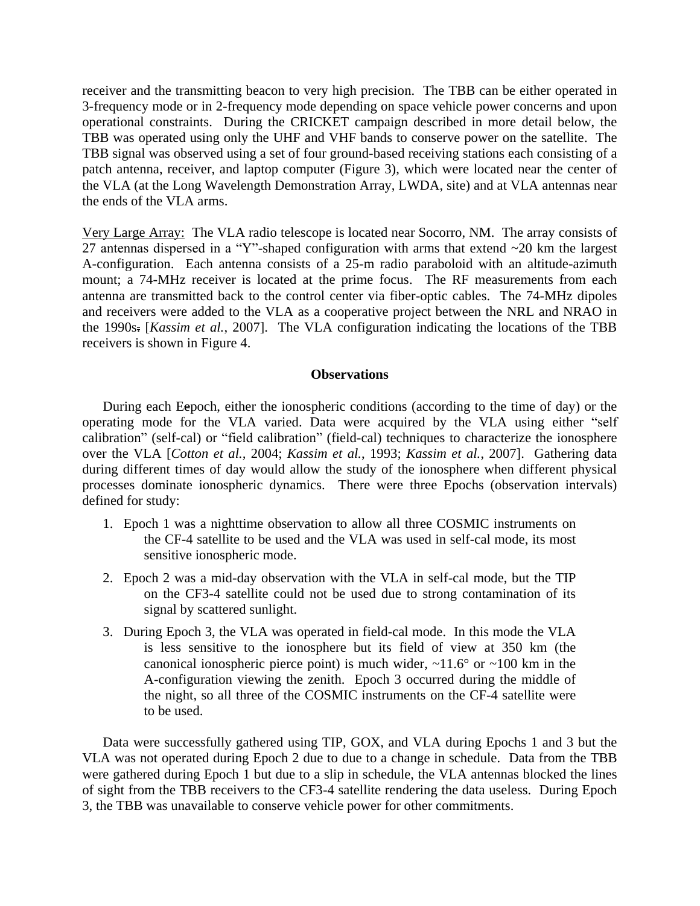receiver and the transmitting beacon to very high precision. The TBB can be either operated in 3-frequency mode or in 2-frequency mode depending on space vehicle power concerns and upon operational constraints. During the CRICKET campaign described in more detail below, the TBB was operated using only the UHF and VHF bands to conserve power on the satellite. The TBB signal was observed using a set of four ground-based receiving stations each consisting of a patch antenna, receiver, and laptop computer (Figure 3), which were located near the center of the VLA (at the Long Wavelength Demonstration Array, LWDA, site) and at VLA antennas near the ends of the VLA arms.

Very Large Array: The VLA radio telescope is located near Socorro, NM. The array consists of 27 antennas dispersed in a "Y"-shaped configuration with arms that extend ~20 km the largest A-configuration. Each antenna consists of a 25-m radio paraboloid with an altitude-azimuth mount; a 74-MHz receiver is located at the prime focus. The RF measurements from each antenna are transmitted back to the control center via fiber-optic cables. The 74-MHz dipoles and receivers were added to the VLA as a cooperative project between the NRL and NRAO in the 1990s. [*Kassim et al.*, 2007]. The VLA configuration indicating the locations of the TBB receivers is shown in Figure 4.

### Observations

During each Epoch, either the ionospheric conditions (according to the time of day) or the operating mode for the VLA varied. Data were acquired by the VLA using either "self calibration" (self-cal) or "field calibration" (field-cal) techniques to characterize the ionosphere over the VLA [*Cotton et al.*, 2004; *Kassim et al.*, 1993; *Kassim et al.*, 2007]. Gathering data during different times of day would allow the study of the ionosphere when different physical processes dominate ionospheric dynamics. There were three Epochs (observation intervals) defined for study:

1. Epoch 1 was a nighttime observation to allow all three COSMIC instruments on the CF-4 satellite to be used and the VLA was used in self-cal mode, its most sensitive ionospheric mode.
2. Epoch 2 was a mid-day observation with the VLA in self-cal mode, but the TIP on the CF3-4 satellite could not be used due to strong contamination of its signal by scattered sunlight.
3. During Epoch 3, the VLA was operated in field-cal mode. In this mode the VLA is less sensitive to the ionosphere but its field of view at 350 km (the canonical ionospheric pierce point) is much wider, ~11.6° or ~100 km in the A-configuration viewing the zenith. Epoch 3 occurred during the middle of the night, so all three of the COSMIC instruments on the CF-4 satellite were to be used.

Data were successfully gathered using TIP, GOX, and VLA during Epochs 1 and 3 but the VLA was not operated during Epoch 2 due to due to a change in schedule. Data from the TBB were gathered during Epoch 1 but due to a slip in schedule, the VLA antennas blocked the lines of sight from the TBB receivers to the CF3-4 satellite rendering the data useless. During Epoch 3, the TBB was unavailable to conserve vehicle power for other commitments.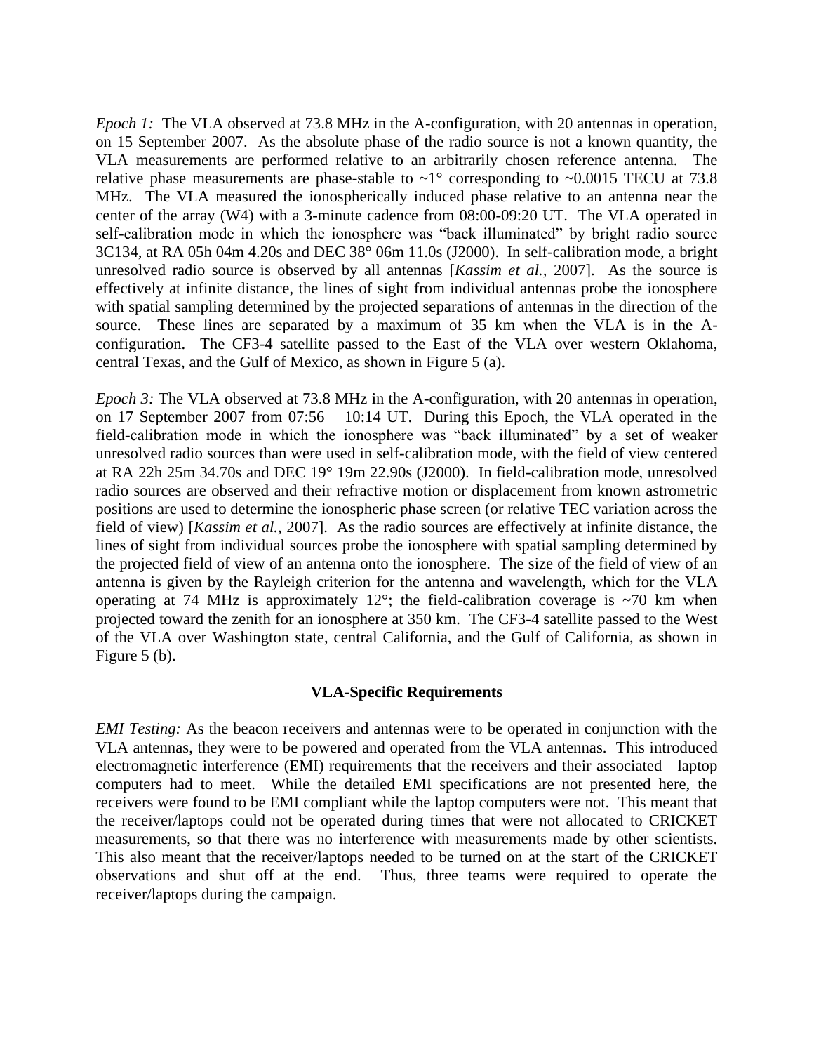*Epoch 1:* The VLA observed at 73.8 MHz in the A-configuration, with 20 antennas in operation, on 15 September 2007. As the absolute phase of the radio source is not a known quantity, the VLA measurements are performed relative to an arbitrarily chosen reference antenna. The relative phase measurements are phase-stable to ~1° corresponding to ~0.0015 TECU at 73.8 MHz. The VLA measured the ionospherically induced phase relative to an antenna near the center of the array (W4) with a 3-minute cadence from 08:00-09:20 UT. The VLA operated in self-calibration mode in which the ionosphere was "back illuminated" by bright radio source 3C134, at RA 05h 04m 4.20s and DEC 38° 06m 11.0s (J2000). In self-calibration mode, a bright unresolved radio source is observed by all antennas [*Kassim et al.,* 2007]. As the source is effectively at infinite distance, the lines of sight from individual antennas probe the ionosphere with spatial sampling determined by the projected separations of antennas in the direction of the source. These lines are separated by a maximum of 35 km when the VLA is in the A-configuration. The CF3-4 satellite passed to the East of the VLA over western Oklahoma, central Texas, and the Gulf of Mexico, as shown in Figure 5 (a).

*Epoch 3:* The VLA observed at 73.8 MHz in the A-configuration, with 20 antennas in operation, on 17 September 2007 from 07:56 – 10:14 UT. During this Epoch, the VLA operated in the field-calibration mode in which the ionosphere was "back illuminated" by a set of weaker unresolved radio sources than were used in self-calibration mode, with the field of view centered at RA 22h 25m 34.70s and DEC 19° 19m 22.90s (J2000). In field-calibration mode, unresolved radio sources are observed and their refractive motion or displacement from known astrometric positions are used to determine the ionospheric phase screen (or relative TEC variation across the field of view) [*Kassim et al.,* 2007]. As the radio sources are effectively at infinite distance, the lines of sight from individual sources probe the ionosphere with spatial sampling determined by the projected field of view of an antenna onto the ionosphere. The size of the field of view of an antenna is given by the Rayleigh criterion for the antenna and wavelength, which for the VLA operating at 74 MHz is approximately 12°; the field-calibration coverage is ~70 km when projected toward the zenith for an ionosphere at 350 km. The CF3-4 satellite passed to the West of the VLA over Washington state, central California, and the Gulf of California, as shown in Figure 5 (b).

## VLA-Specific Requirements

*EMI Testing:* As the beacon receivers and antennas were to be operated in conjunction with the VLA antennas, they were to be powered and operated from the VLA antennas. This introduced electromagnetic interference (EMI) requirements that the receivers and their associated laptop computers had to meet. While the detailed EMI specifications are not presented here, the receivers were found to be EMI compliant while the laptop computers were not. This meant that the receiver/laptops could not be operated during times that were not allocated to CRICKET measurements, so that there was no interference with measurements made by other scientists. This also meant that the receiver/laptops needed to be turned on at the start of the CRICKET observations and shut off at the end. Thus, three teams were required to operate the receiver/laptops during the campaign.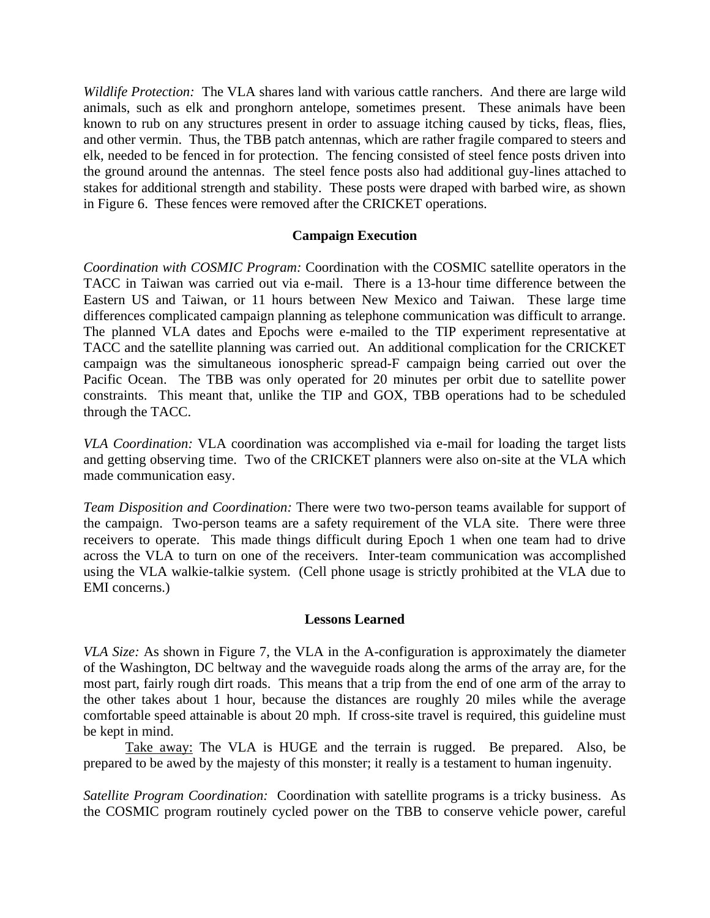*Wildlife Protection:* The VLA shares land with various cattle ranchers. And there are large wild animals, such as elk and pronghorn antelope, sometimes present. These animals have been known to rub on any structures present in order to assuage itching caused by ticks, fleas, flies, and other vermin. Thus, the TBB patch antennas, which are rather fragile compared to steers and elk, needed to be fenced in for protection. The fencing consisted of steel fence posts driven into the ground around the antennas. The steel fence posts also had additional guy-lines attached to stakes for additional strength and stability. These posts were draped with barbed wire, as shown in Figure 6. These fences were removed after the CRICKET operations.

## Campaign Execution

*Coordination with COSMIC Program:* Coordination with the COSMIC satellite operators in the TACC in Taiwan was carried out via e-mail. There is a 13-hour time difference between the Eastern US and Taiwan, or 11 hours between New Mexico and Taiwan. These large time differences complicated campaign planning as telephone communication was difficult to arrange. The planned VLA dates and Epochs were e-mailed to the TIP experiment representative at TACC and the satellite planning was carried out. An additional complication for the CRICKET campaign was the simultaneous ionospheric spread-F campaign being carried out over the Pacific Ocean. The TBB was only operated for 20 minutes per orbit due to satellite power constraints. This meant that, unlike the TIP and GOX, TBB operations had to be scheduled through the TACC.

*VLA Coordination:* VLA coordination was accomplished via e-mail for loading the target lists and getting observing time. Two of the CRICKET planners were also on-site at the VLA which made communication easy.

*Team Disposition and Coordination:* There were two two-person teams available for support of the campaign. Two-person teams are a safety requirement of the VLA site. There were three receivers to operate. This made things difficult during Epoch 1 when one team had to drive across the VLA to turn on one of the receivers. Inter-team communication was accomplished using the VLA walkie-talkie system. (Cell phone usage is strictly prohibited at the VLA due to EMI concerns.)

## Lessons Learned

*VLA Size:* As shown in Figure 7, the VLA in the A-configuration is approximately the diameter of the Washington, DC beltway and the waveguide roads along the arms of the array are, for the most part, fairly rough dirt roads. This means that a trip from the end of one arm of the array to the other takes about 1 hour, because the distances are roughly 20 miles while the average comfortable speed attainable is about 20 mph. If cross-site travel is required, this guideline must be kept in mind.

Take away: The VLA is HUGE and the terrain is rugged. Be prepared. Also, be prepared to be awed by the majesty of this monster; it really is a testament to human ingenuity.

*Satellite Program Coordination:* Coordination with satellite programs is a tricky business. As the COSMIC program routinely cycled power on the TBB to conserve vehicle power, careful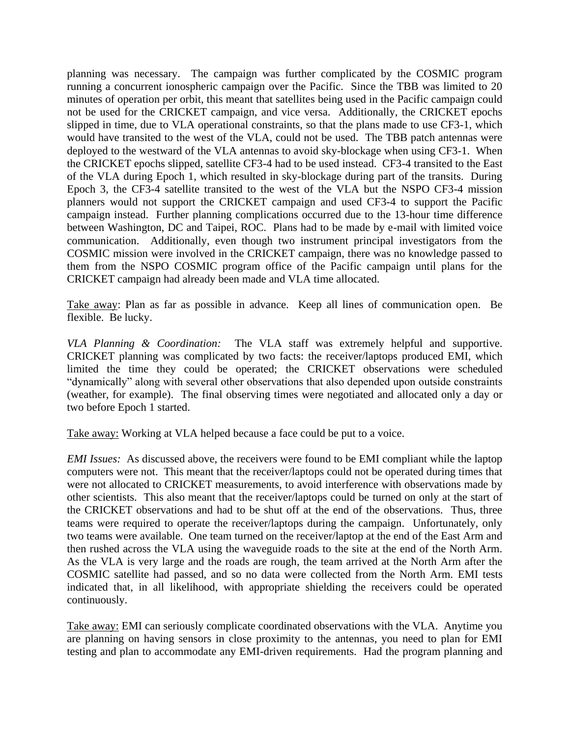planning was necessary. The campaign was further complicated by the COSMIC program running a concurrent ionospheric campaign over the Pacific. Since the TBB was limited to 20 minutes of operation per orbit, this meant that satellites being used in the Pacific campaign could not be used for the CRICKET campaign, and vice versa. Additionally, the CRICKET epochs slipped in time, due to VLA operational constraints, so that the plans made to use CF3-1, which would have transited to the west of the VLA, could not be used. The TBB patch antennas were deployed to the westward of the VLA antennas to avoid sky-blockage when using CF3-1. When the CRICKET epochs slipped, satellite CF3-4 had to be used instead. CF3-4 transited to the East of the VLA during Epoch 1, which resulted in sky-blockage during part of the transits. During Epoch 3, the CF3-4 satellite transited to the west of the VLA but the NSPO CF3-4 mission planners would not support the CRICKET campaign and used CF3-4 to support the Pacific campaign instead. Further planning complications occurred due to the 13-hour time difference between Washington, DC and Taipei, ROC. Plans had to be made by e-mail with limited voice communication. Additionally, even though two instrument principal investigators from the COSMIC mission were involved in the CRICKET campaign, there was no knowledge passed to them from the NSPO COSMIC program office of the Pacific campaign until plans for the CRICKET campaign had already been made and VLA time allocated.

<u>Take away</u>: Plan as far as possible in advance. Keep all lines of communication open. Be flexible. Be lucky.

*VLA Planning & Coordination:* The VLA staff was extremely helpful and supportive. CRICKET planning was complicated by two facts: the receiver/laptops produced EMI, which limited the time they could be operated; the CRICKET observations were scheduled "dynamically" along with several other observations that also depended upon outside constraints (weather, for example). The final observing times were negotiated and allocated only a day or two before Epoch 1 started.

<u>Take away:</u> Working at VLA helped because a face could be put to a voice.

*EMI Issues:* As discussed above, the receivers were found to be EMI compliant while the laptop computers were not. This meant that the receiver/laptops could not be operated during times that were not allocated to CRICKET measurements, to avoid interference with observations made by other scientists. This also meant that the receiver/laptops could be turned on only at the start of the CRICKET observations and had to be shut off at the end of the observations. Thus, three teams were required to operate the receiver/laptops during the campaign. Unfortunately, only two teams were available. One team turned on the receiver/laptop at the end of the East Arm and then rushed across the VLA using the waveguide roads to the site at the end of the North Arm. As the VLA is very large and the roads are rough, the team arrived at the North Arm after the COSMIC satellite had passed, and so no data were collected from the North Arm. EMI tests indicated that, in all likelihood, with appropriate shielding the receivers could be operated continuously.

<u>Take away:</u> EMI can seriously complicate coordinated observations with the VLA. Anytime you are planning on having sensors in close proximity to the antennas, you need to plan for EMI testing and plan to accommodate any EMI-driven requirements. Had the program planning and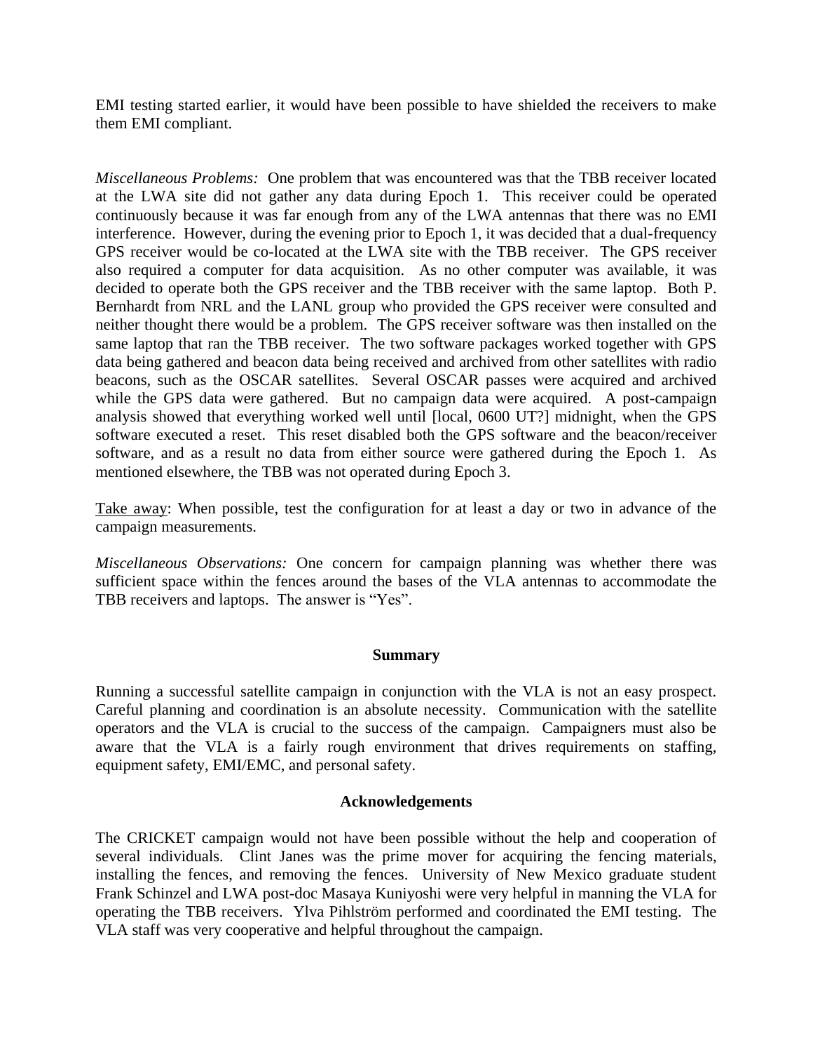EMI testing started earlier, it would have been possible to have shielded the receivers to make them EMI compliant.

*Miscellaneous Problems:* One problem that was encountered was that the TBB receiver located at the LWA site did not gather any data during Epoch 1. This receiver could be operated continuously because it was far enough from any of the LWA antennas that there was no EMI interference. However, during the evening prior to Epoch 1, it was decided that a dual-frequency GPS receiver would be co-located at the LWA site with the TBB receiver. The GPS receiver also required a computer for data acquisition. As no other computer was available, it was decided to operate both the GPS receiver and the TBB receiver with the same laptop. Both P. Bernhardt from NRL and the LANL group who provided the GPS receiver were consulted and neither thought there would be a problem. The GPS receiver software was then installed on the same laptop that ran the TBB receiver. The two software packages worked together with GPS data being gathered and beacon data being received and archived from other satellites with radio beacons, such as the OSCAR satellites. Several OSCAR passes were acquired and archived while the GPS data were gathered. But no campaign data were acquired. A post-campaign analysis showed that everything worked well until [local, 0600 UT?] midnight, when the GPS software executed a reset. This reset disabled both the GPS software and the beacon/receiver software, and as a result no data from either source were gathered during the Epoch 1. As mentioned elsewhere, the TBB was not operated during Epoch 3.

<u>Take away</u>: When possible, test the configuration for at least a day or two in advance of the campaign measurements.

*Miscellaneous Observations:* One concern for campaign planning was whether there was sufficient space within the fences around the bases of the VLA antennas to accommodate the TBB receivers and laptops. The answer is "Yes".

## Summary

Running a successful satellite campaign in conjunction with the VLA is not an easy prospect. Careful planning and coordination is an absolute necessity. Communication with the satellite operators and the VLA is crucial to the success of the campaign. Campaigners must also be aware that the VLA is a fairly rough environment that drives requirements on staffing, equipment safety, EMI/EMC, and personal safety.

## Acknowledgements

The CRICKET campaign would not have been possible without the help and cooperation of several individuals. Clint Janes was the prime mover for acquiring the fencing materials, installing the fences, and removing the fences. University of New Mexico graduate student Frank Schinzel and LWA post-doc Masaya Kuniyoshi were very helpful in manning the VLA for operating the TBB receivers. Ylva Pihlström performed and coordinated the EMI testing. The VLA staff was very cooperative and helpful throughout the campaign.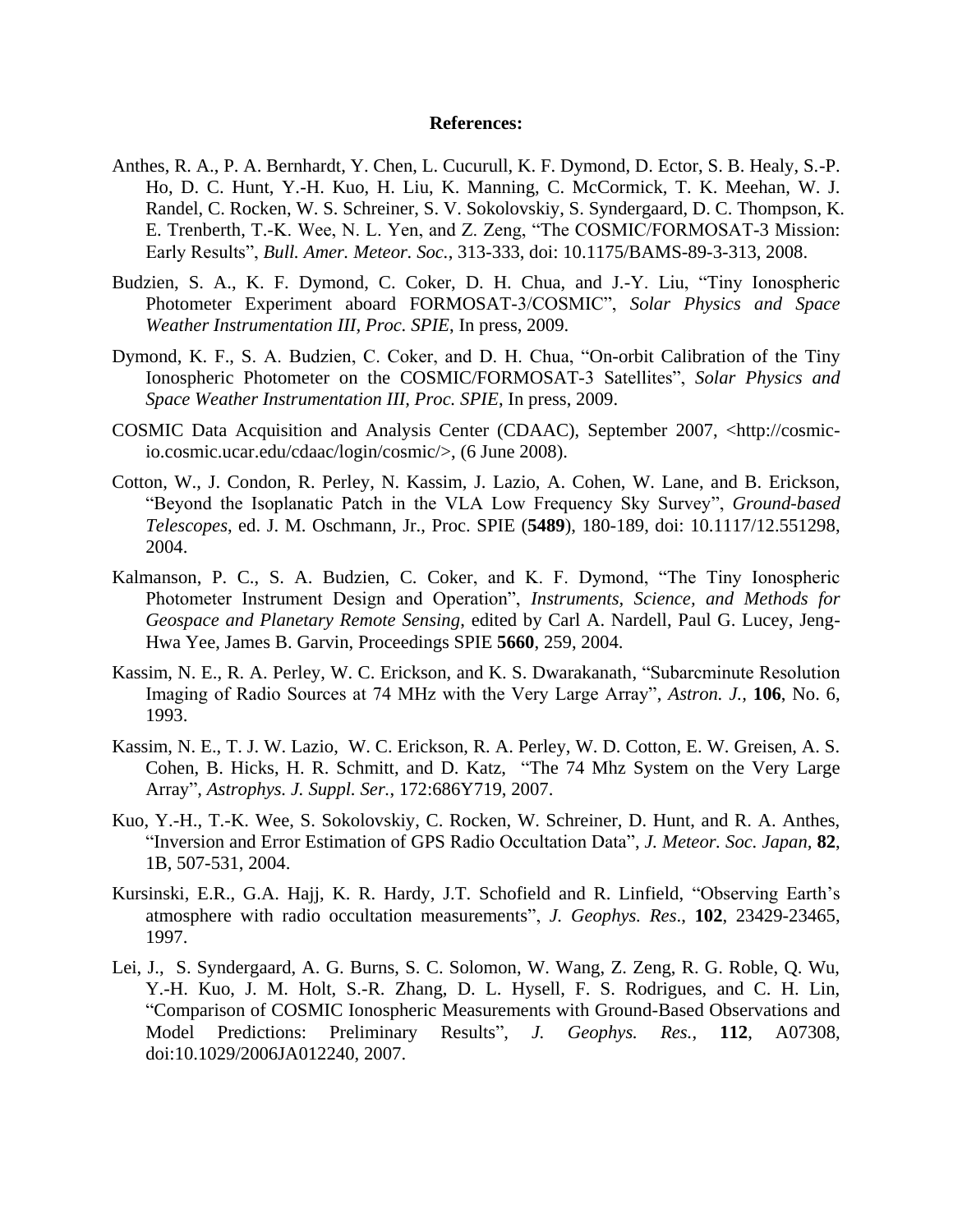**References:**

Anthes, R. A., P. A. Bernhardt, Y. Chen, L. Cucurull, K. F. Dymond, D. Ector, S. B. Healy, S.-P. Ho, D. C. Hunt, Y.-H. Kuo, H. Liu, K. Manning, C. McCormick, T. K. Meehan, W. J. Randel, C. Rocken, W. S. Schreiner, S. V. Sokolovskiy, S. Syndergaard, D. C. Thompson, K. E. Trenberth, T.-K. Wee, N. L. Yen, and Z. Zeng, "The COSMIC/FORMOSAT-3 Mission: Early Results", *Bull. Amer. Meteor. Soc.*, 313-333, doi: 10.1175/BAMS-89-3-313, 2008.

Budzien, S. A., K. F. Dymond, C. Coker, D. H. Chua, and J.-Y. Liu, "Tiny Ionospheric Photometer Experiment aboard FORMOSAT-3/COSMIC", *Solar Physics and Space Weather Instrumentation III, Proc. SPIE*, In press, 2009.

Dymond, K. F., S. A. Budzien, C. Coker, and D. H. Chua, "On-orbit Calibration of the Tiny Ionospheric Photometer on the COSMIC/FORMOSAT-3 Satellites", *Solar Physics and Space Weather Instrumentation III, Proc. SPIE*, In press, 2009.

COSMIC Data Acquisition and Analysis Center (CDAAC), September 2007, <http://cosmic-io.cosmic.ucar.edu/cdaac/login/cosmic/>, (6 June 2008).

Cotton, W., J. Condon, R. Perley, N. Kassim, J. Lazio, A. Cohen, W. Lane, and B. Erickson, "Beyond the Isoplanatic Patch in the VLA Low Frequency Sky Survey", *Ground-based Telescopes*, ed. J. M. Oschmann, Jr., Proc. SPIE (**5489**), 180-189, doi: 10.1117/12.551298, 2004.

Kalmanson, P. C., S. A. Budzien, C. Coker, and K. F. Dymond, "The Tiny Ionospheric Photometer Instrument Design and Operation", *Instruments, Science, and Methods for Geospace and Planetary Remote Sensing*, edited by Carl A. Nardell, Paul G. Lucey, Jeng-Hwa Yee, James B. Garvin, Proceedings SPIE **5660**, 259, 2004.

Kassim, N. E., R. A. Perley, W. C. Erickson, and K. S. Dwarakanath, "Subarcminute Resolution Imaging of Radio Sources at 74 MHz with the Very Large Array", *Astron. J.*, **106**, No. 6, 1993.

Kassim, N. E., T. J. W. Lazio, W. C. Erickson, R. A. Perley, W. D. Cotton, E. W. Greisen, A. S. Cohen, B. Hicks, H. R. Schmitt, and D. Katz, "The 74 Mhz System on the Very Large Array", *Astrophys. J. Suppl. Ser.*, 172:686Y719, 2007.

Kuo, Y.-H., T.-K. Wee, S. Sokolovskiy, C. Rocken, W. Schreiner, D. Hunt, and R. A. Anthes, "Inversion and Error Estimation of GPS Radio Occultation Data", *J. Meteor. Soc. Japan,* **82**, 1B, 507-531, 2004.

Kursinski, E.R., G.A. Hajj, K. R. Hardy, J.T. Schofield and R. Linfield, "Observing Earth's atmosphere with radio occultation measurements", *J. Geophys. Res*., **102**, 23429-23465, 1997.

Lei, J., S. Syndergaard, A. G. Burns, S. C. Solomon, W. Wang, Z. Zeng, R. G. Roble, Q. Wu, Y.-H. Kuo, J. M. Holt, S.-R. Zhang, D. L. Hysell, F. S. Rodrigues, and C. H. Lin, "Comparison of COSMIC Ionospheric Measurements with Ground-Based Observations and Model Predictions: Preliminary Results", *J. Geophys. Res.*, **112**, A07308, doi:10.1029/2006JA012240, 2007.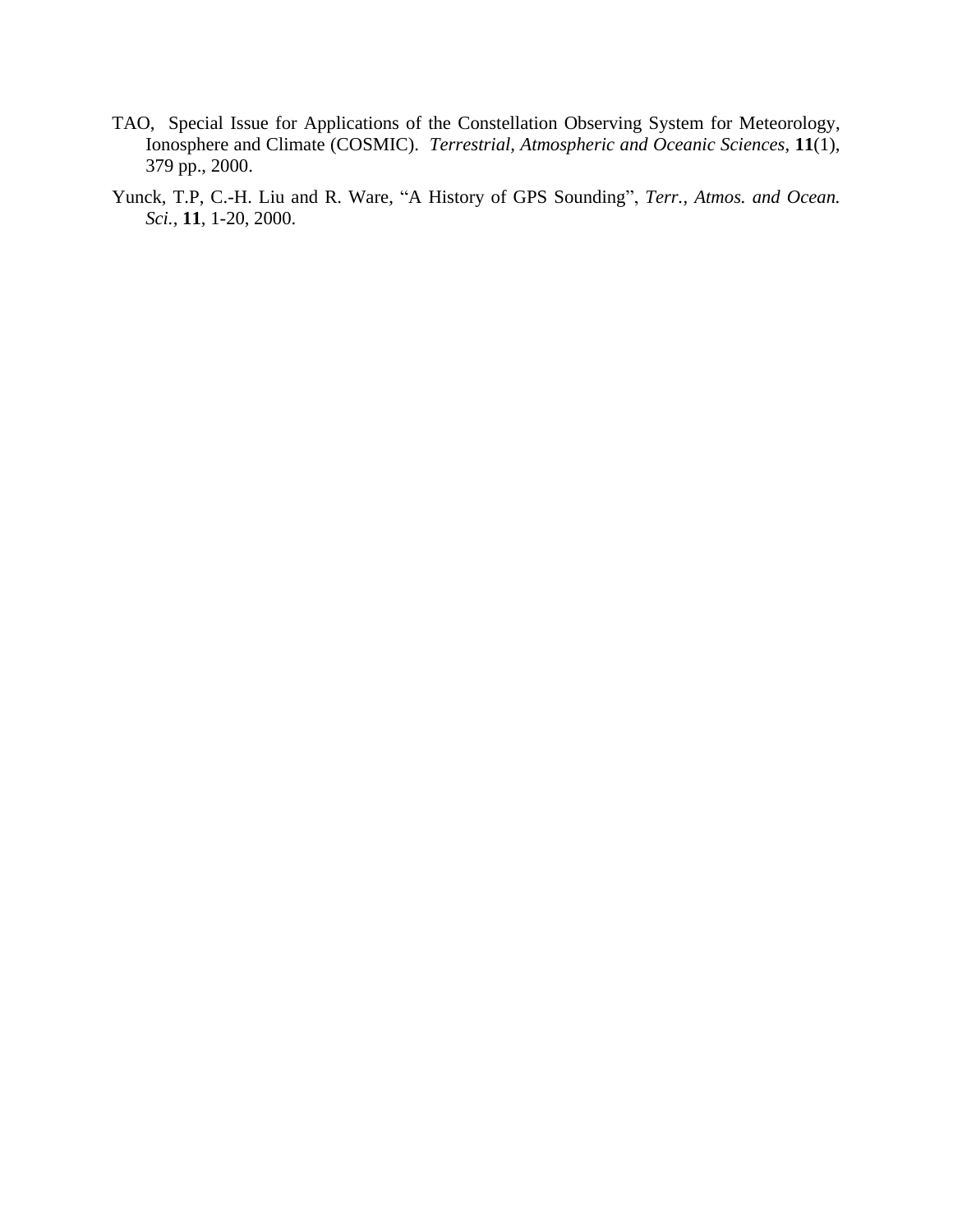TAO, Special Issue for Applications of the Constellation Observing System for Meteorology, Ionosphere and Climate (COSMIC). *Terrestrial, Atmospheric and Oceanic Sciences*, **11**(1), 379 pp., 2000.

Yunck, T.P, C.-H. Liu and R. Ware, "A History of GPS Sounding", *Terr., Atmos. and Ocean. Sci.*, **11**, 1-20, 2000.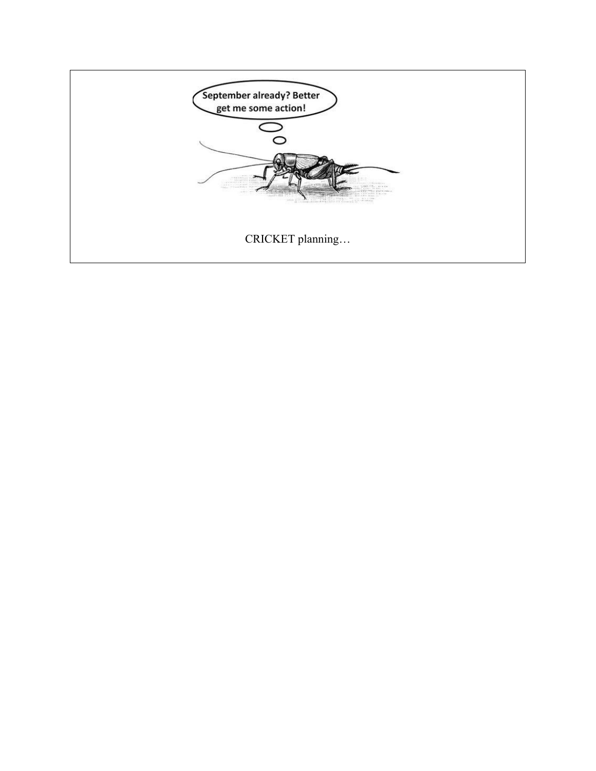September already? Better get me some action!

CRICKET planning…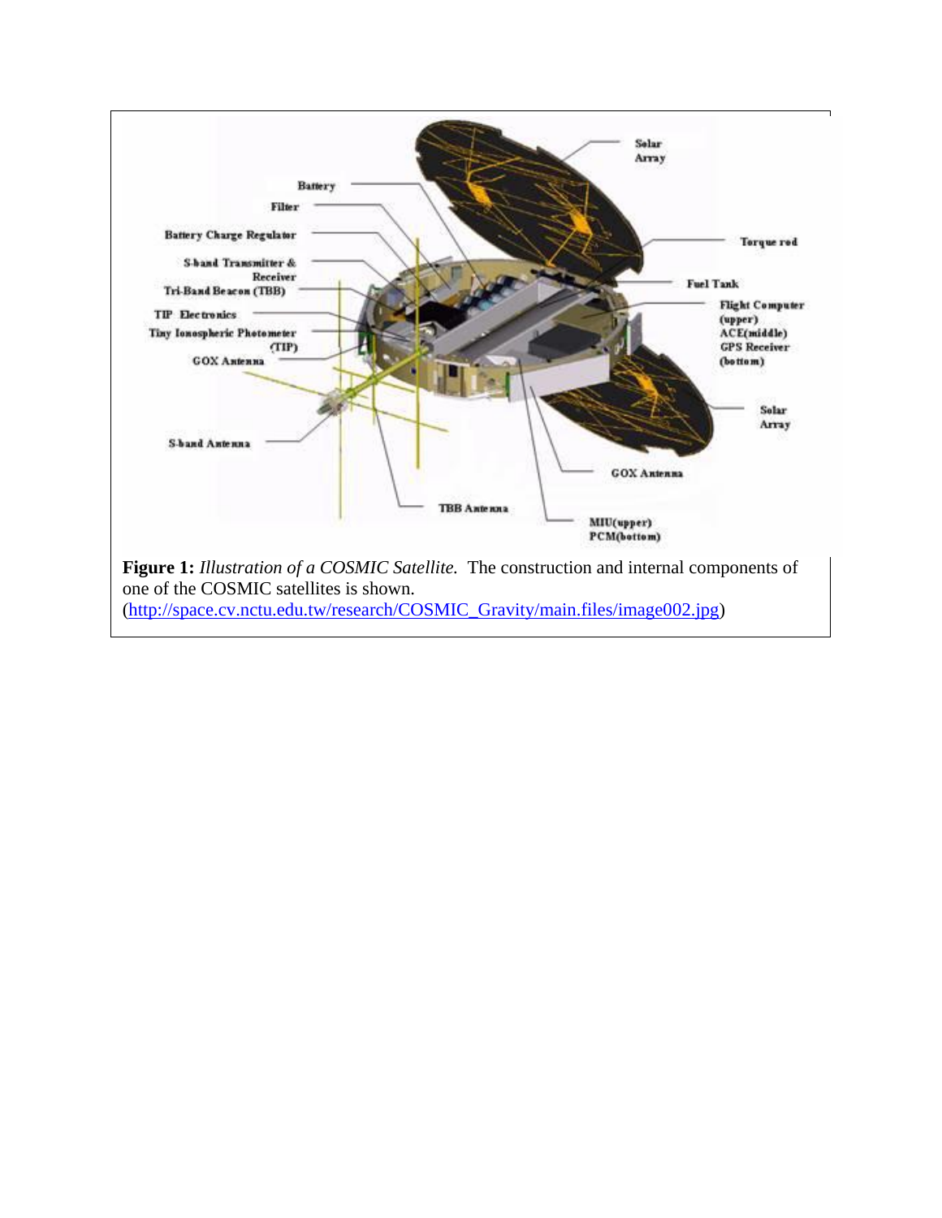**Figure 1:** *Illustration of a COSMIC Satellite.* The construction and internal components of one of the COSMIC satellites is shown. (http://space.cv.nctu.edu.tw/research/COSMIC_Gravity/main.files/image002.jpg)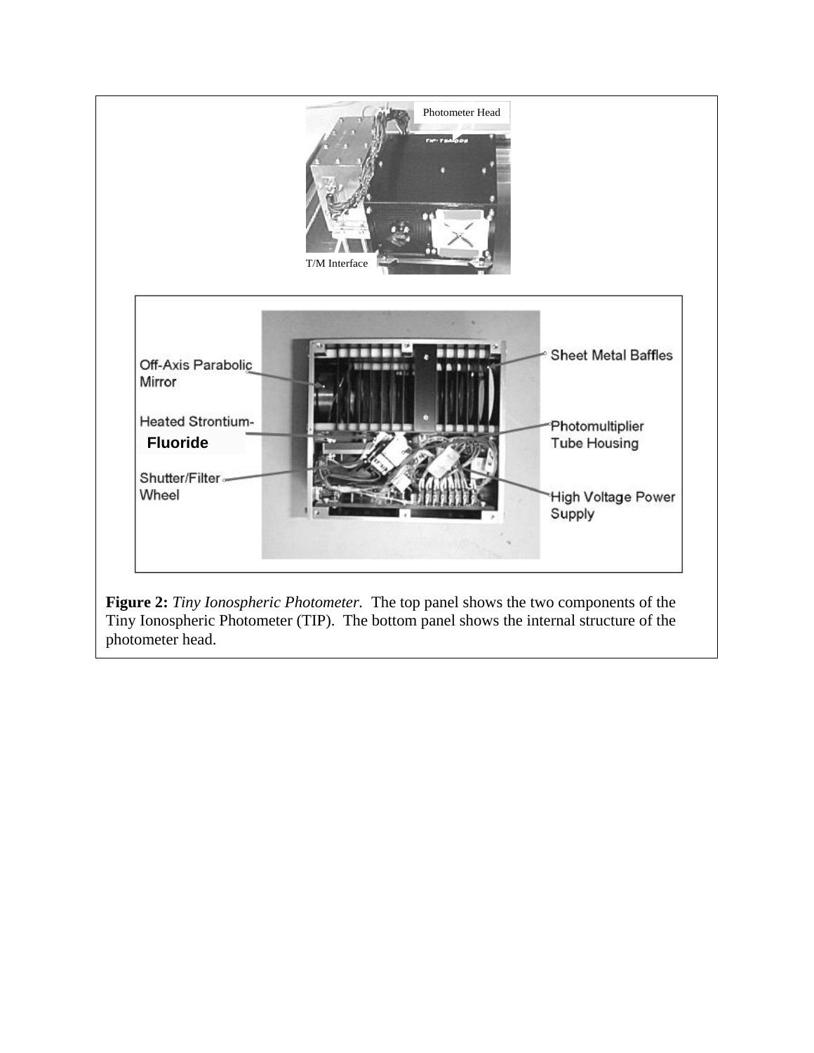**Figure 2:** *Tiny Ionospheric Photometer.* The top panel shows the two components of the Tiny Ionospheric Photometer (TIP). The bottom panel shows the internal structure of the photometer head.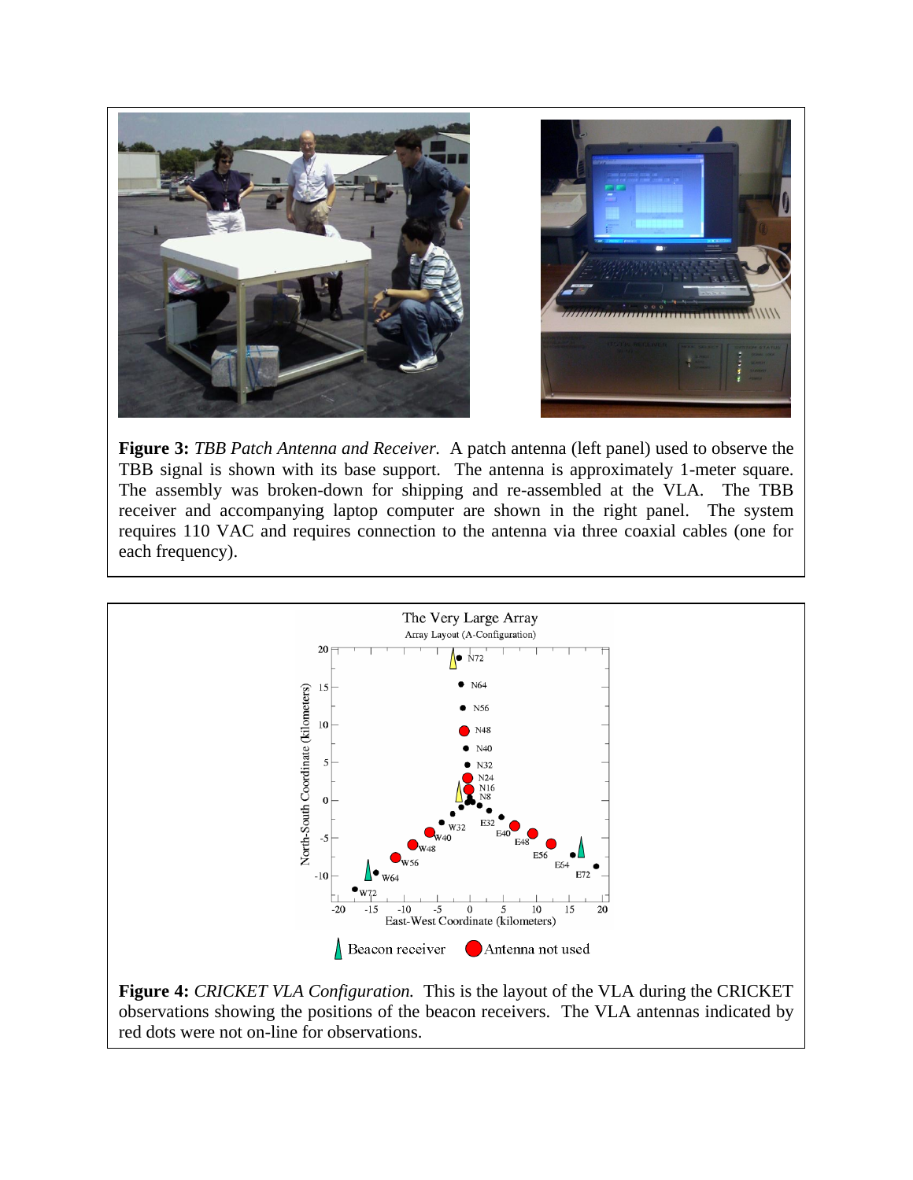**Figure 3:** *TBB Patch Antenna and Receiver.* A patch antenna (left panel) used to observe the TBB signal is shown with its base support. The antenna is approximately 1-meter square. The assembly was broken-down for shipping and re-assembled at the VLA. The TBB receiver and accompanying laptop computer are shown in the right panel. The system requires 110 VAC and requires connection to the antenna via three coaxial cables (one for each frequency).

**Figure 4:** *CRICKET VLA Configuration.* This is the layout of the VLA during the CRICKET observations showing the positions of the beacon receivers. The VLA antennas indicated by red dots were not on-line for observations.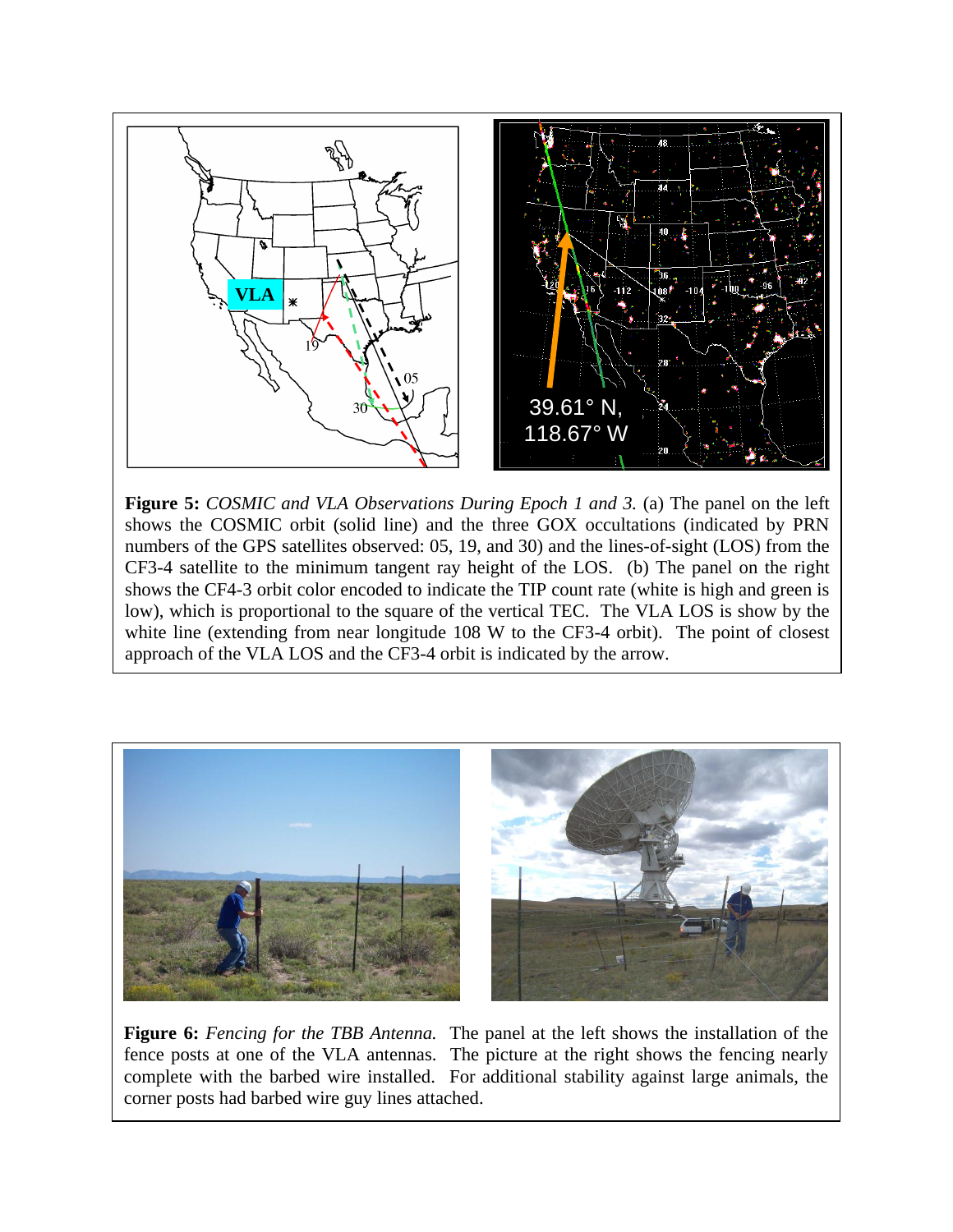**Figure 5:** *COSMIC and VLA Observations During Epoch 1 and 3.* (a) The panel on the left shows the COSMIC orbit (solid line) and the three GOX occultations (indicated by PRN numbers of the GPS satellites observed: 05, 19, and 30) and the lines-of-sight (LOS) from the CF3-4 satellite to the minimum tangent ray height of the LOS. (b) The panel on the right shows the CF4-3 orbit color encoded to indicate the TIP count rate (white is high and green is low), which is proportional to the square of the vertical TEC. The VLA LOS is show by the white line (extending from near longitude 108 W to the CF3-4 orbit). The point of closest approach of the VLA LOS and the CF3-4 orbit is indicated by the arrow.

**Figure 6:** *Fencing for the TBB Antenna.* The panel at the left shows the installation of the fence posts at one of the VLA antennas. The picture at the right shows the fencing nearly complete with the barbed wire installed. For additional stability against large animals, the corner posts had barbed wire guy lines attached.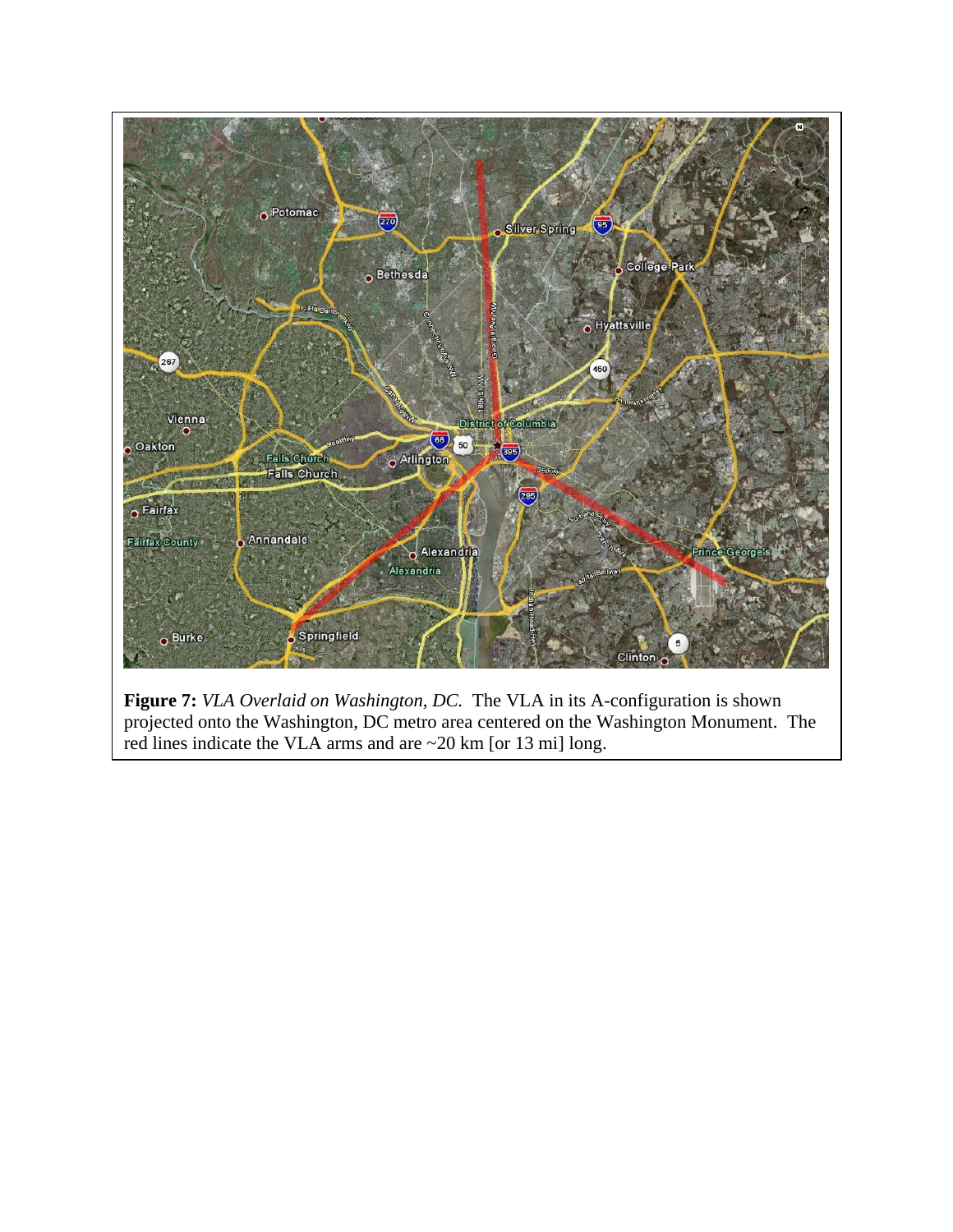**Figure 7:** *VLA Overlaid on Washington, DC.* The VLA in its A-configuration is shown projected onto the Washington, DC metro area centered on the Washington Monument. The red lines indicate the VLA arms and are ~20 km [or 13 mi] long.